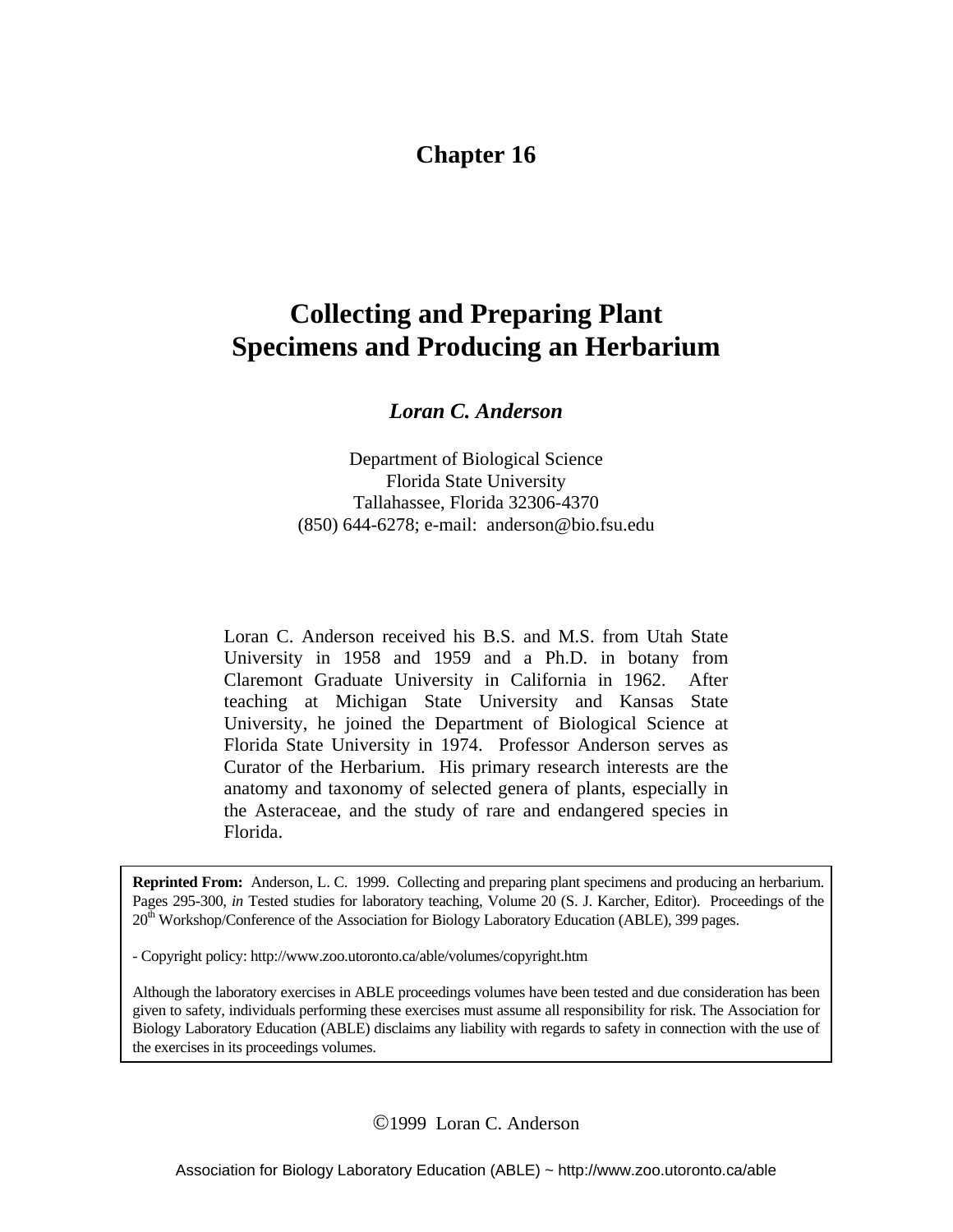# Chapter 16

# Collecting and Preparing Plant Specimens and Producing an Herbarium

***Loran C. Anderson***

Department of Biological Science
Florida State University
Tallahassee, Florida 32306-4370
(850) 644-6278; e-mail: anderson@bio.fsu.edu

Loran C. Anderson received his B.S. and M.S. from Utah State University in 1958 and 1959 and a Ph.D. in botany from Claremont Graduate University in California in 1962. After teaching at Michigan State University and Kansas State University, he joined the Department of Biological Science at Florida State University in 1974. Professor Anderson serves as Curator of the Herbarium. His primary research interests are the anatomy and taxonomy of selected genera of plants, especially in the Asteraceae, and the study of rare and endangered species in Florida.

**Reprinted From:** Anderson, L. C. 1999. Collecting and preparing plant specimens and producing an herbarium. Pages 295-300, *in* Tested studies for laboratory teaching, Volume 20 (S. J. Karcher, Editor). Proceedings of the 20th Workshop/Conference of the Association for Biology Laboratory Education (ABLE), 399 pages.

- Copyright policy: http://www.zoo.utoronto.ca/able/volumes/copyright.htm

Although the laboratory exercises in ABLE proceedings volumes have been tested and due consideration has been given to safety, individuals performing these exercises must assume all responsibility for risk. The Association for Biology Laboratory Education (ABLE) disclaims any liability with regards to safety in connection with the use of the exercises in its proceedings volumes.

©1999 Loran C. Anderson

Association for Biology Laboratory Education (ABLE) ~ http://www.zoo.utoronto.ca/able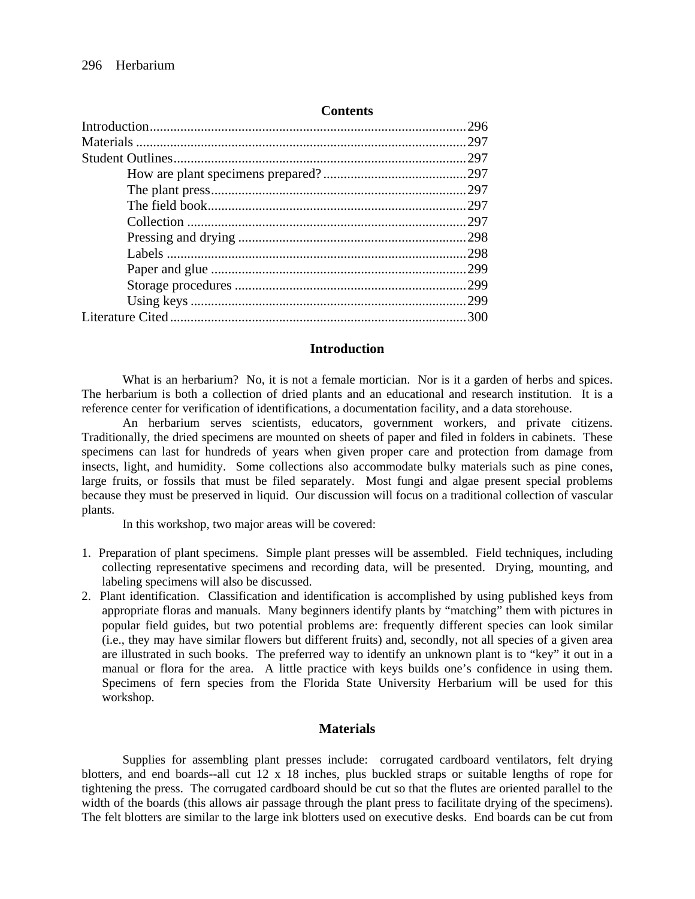**Contents**

| | |
|---|---|
| Introduction | 296 |
| Materials | 297 |
| Student Outlines | 297 |
| How are plant specimens prepared? | 297 |
| The plant press | 297 |
| The field book | 297 |
| Collection | 297 |
| Pressing and drying | 298 |
| Labels | 298 |
| Paper and glue | 299 |
| Storage procedures | 299 |
| Using keys | 299 |
| Literature Cited | 300 |

## Introduction

What is an herbarium? No, it is not a female mortician. Nor is it a garden of herbs and spices. The herbarium is both a collection of dried plants and an educational and research institution. It is a reference center for verification of identifications, a documentation facility, and a data storehouse.

An herbarium serves scientists, educators, government workers, and private citizens. Traditionally, the dried specimens are mounted on sheets of paper and filed in folders in cabinets. These specimens can last for hundreds of years when given proper care and protection from damage from insects, light, and humidity. Some collections also accommodate bulky materials such as pine cones, large fruits, or fossils that must be filed separately. Most fungi and algae present special problems because they must be preserved in liquid. Our discussion will focus on a traditional collection of vascular plants.

In this workshop, two major areas will be covered:

1. Preparation of plant specimens. Simple plant presses will be assembled. Field techniques, including collecting representative specimens and recording data, will be presented. Drying, mounting, and labeling specimens will also be discussed.
2. Plant identification. Classification and identification is accomplished by using published keys from appropriate floras and manuals. Many beginners identify plants by "matching" them with pictures in popular field guides, but two potential problems are: frequently different species can look similar (i.e., they may have similar flowers but different fruits) and, secondly, not all species of a given area are illustrated in such books. The preferred way to identify an unknown plant is to "key" it out in a manual or flora for the area. A little practice with keys builds one's confidence in using them. Specimens of fern species from the Florida State University Herbarium will be used for this workshop.

## Materials

Supplies for assembling plant presses include: corrugated cardboard ventilators, felt drying blotters, and end boards--all cut 12 x 18 inches, plus buckled straps or suitable lengths of rope for tightening the press. The corrugated cardboard should be cut so that the flutes are oriented parallel to the width of the boards (this allows air passage through the plant press to facilitate drying of the specimens). The felt blotters are similar to the large ink blotters used on executive desks. End boards can be cut from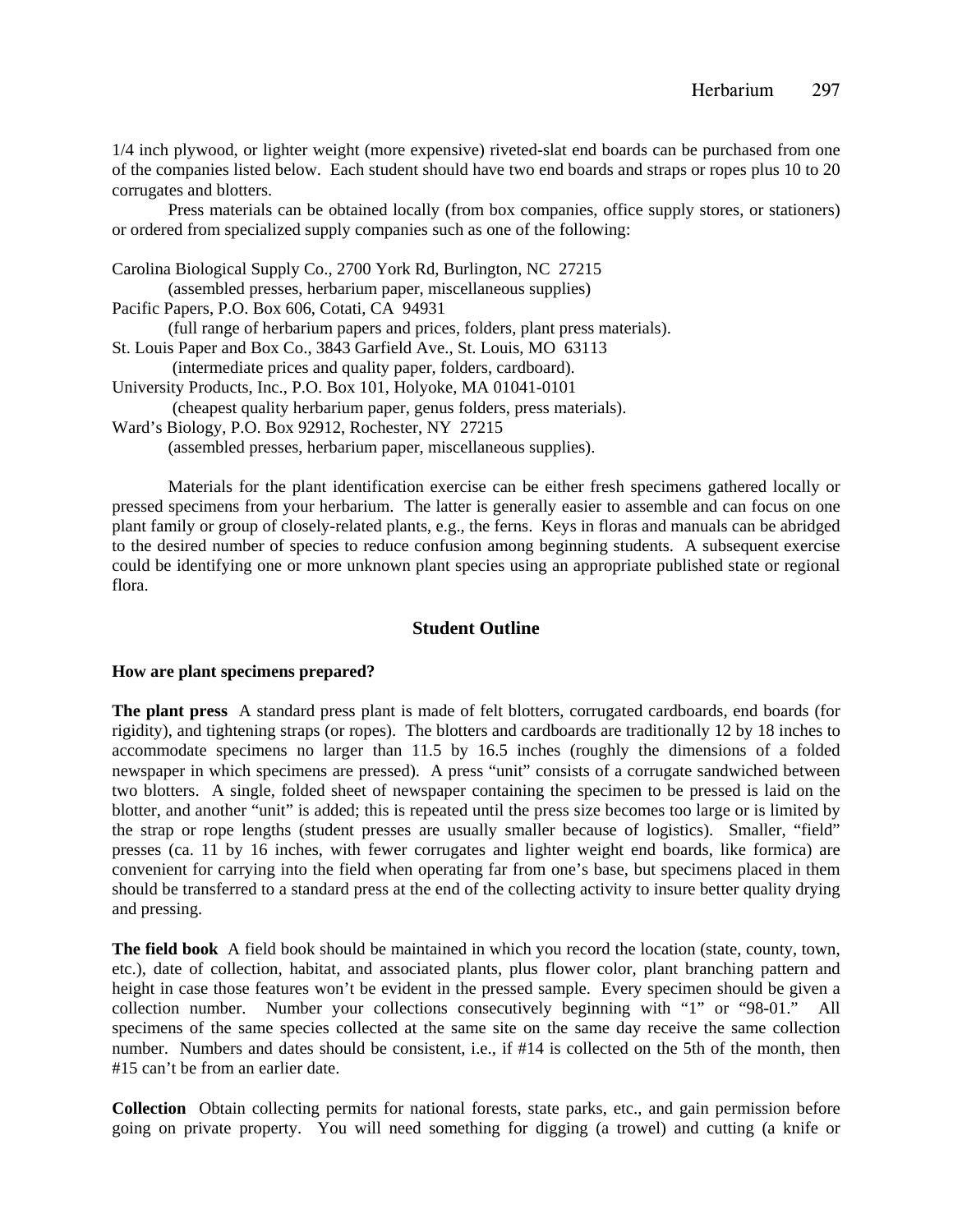1/4 inch plywood, or lighter weight (more expensive) riveted-slat end boards can be purchased from one of the companies listed below. Each student should have two end boards and straps or ropes plus 10 to 20 corrugates and blotters.

Press materials can be obtained locally (from box companies, office supply stores, or stationers) or ordered from specialized supply companies such as one of the following:

Carolina Biological Supply Co., 2700 York Rd, Burlington, NC 27215
(assembled presses, herbarium paper, miscellaneous supplies)
Pacific Papers, P.O. Box 606, Cotati, CA 94931
(full range of herbarium papers and prices, folders, plant press materials).
St. Louis Paper and Box Co., 3843 Garfield Ave., St. Louis, MO 63113
(intermediate prices and quality paper, folders, cardboard).
University Products, Inc., P.O. Box 101, Holyoke, MA 01041-0101
(cheapest quality herbarium paper, genus folders, press materials).
Ward's Biology, P.O. Box 92912, Rochester, NY 27215
(assembled presses, herbarium paper, miscellaneous supplies).

Materials for the plant identification exercise can be either fresh specimens gathered locally or pressed specimens from your herbarium. The latter is generally easier to assemble and can focus on one plant family or group of closely-related plants, e.g., the ferns. Keys in floras and manuals can be abridged to the desired number of species to reduce confusion among beginning students. A subsequent exercise could be identifying one or more unknown plant species using an appropriate published state or regional flora.

## Student Outline

**How are plant specimens prepared?**

**The plant press** A standard press plant is made of felt blotters, corrugated cardboards, end boards (for rigidity), and tightening straps (or ropes). The blotters and cardboards are traditionally 12 by 18 inches to accommodate specimens no larger than 11.5 by 16.5 inches (roughly the dimensions of a folded newspaper in which specimens are pressed). A press "unit" consists of a corrugate sandwiched between two blotters. A single, folded sheet of newspaper containing the specimen to be pressed is laid on the blotter, and another "unit" is added; this is repeated until the press size becomes too large or is limited by the strap or rope lengths (student presses are usually smaller because of logistics). Smaller, "field" presses (ca. 11 by 16 inches, with fewer corrugates and lighter weight end boards, like formica) are convenient for carrying into the field when operating far from one's base, but specimens placed in them should be transferred to a standard press at the end of the collecting activity to insure better quality drying and pressing.

**The field book** A field book should be maintained in which you record the location (state, county, town, etc.), date of collection, habitat, and associated plants, plus flower color, plant branching pattern and height in case those features won't be evident in the pressed sample. Every specimen should be given a collection number. Number your collections consecutively beginning with "1" or "98-01." All specimens of the same species collected at the same site on the same day receive the same collection number. Numbers and dates should be consistent, i.e., if #14 is collected on the 5th of the month, then #15 can't be from an earlier date.

**Collection** Obtain collecting permits for national forests, state parks, etc., and gain permission before going on private property. You will need something for digging (a trowel) and cutting (a knife or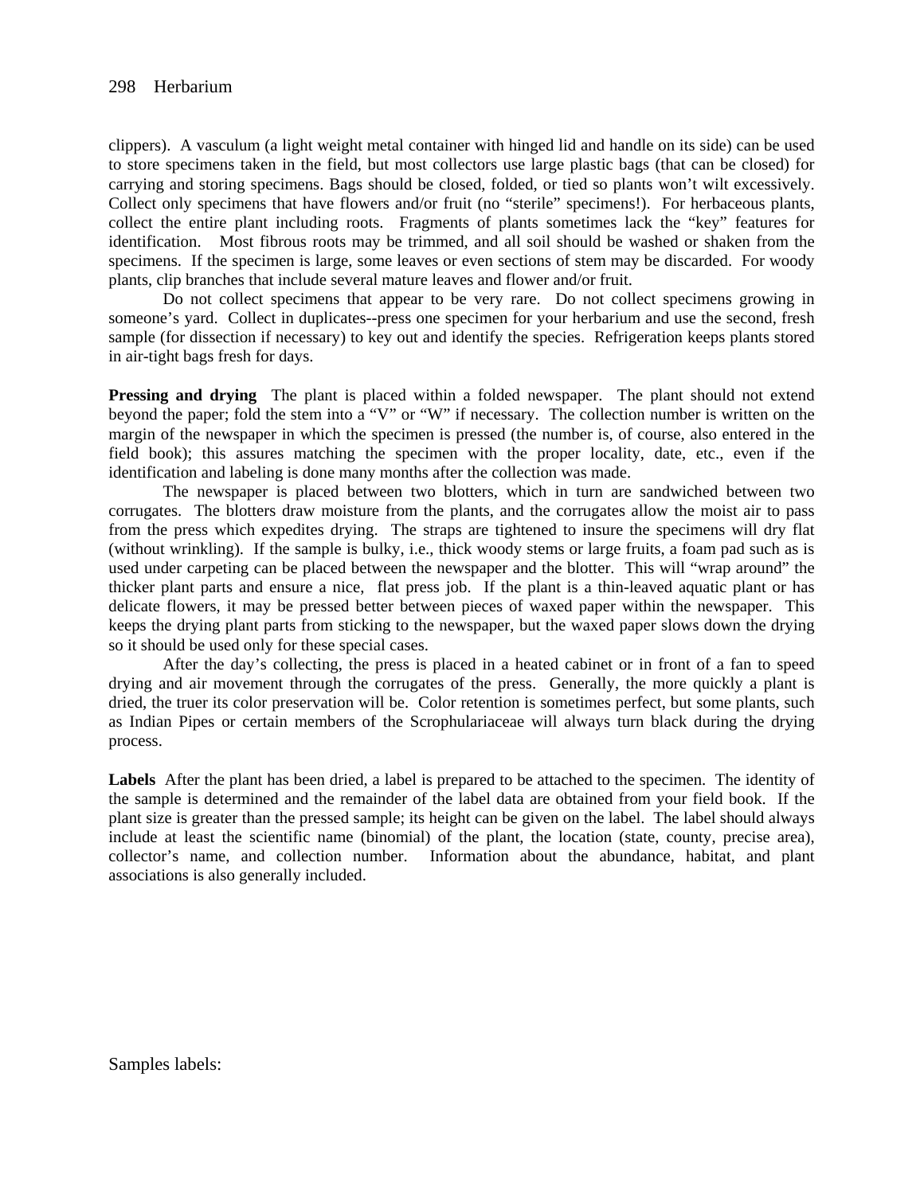clippers). A vasculum (a light weight metal container with hinged lid and handle on its side) can be used to store specimens taken in the field, but most collectors use large plastic bags (that can be closed) for carrying and storing specimens. Bags should be closed, folded, or tied so plants won't wilt excessively. Collect only specimens that have flowers and/or fruit (no "sterile" specimens!). For herbaceous plants, collect the entire plant including roots. Fragments of plants sometimes lack the "key" features for identification. Most fibrous roots may be trimmed, and all soil should be washed or shaken from the specimens. If the specimen is large, some leaves or even sections of stem may be discarded. For woody plants, clip branches that include several mature leaves and flower and/or fruit.

Do not collect specimens that appear to be very rare. Do not collect specimens growing in someone's yard. Collect in duplicates--press one specimen for your herbarium and use the second, fresh sample (for dissection if necessary) to key out and identify the species. Refrigeration keeps plants stored in air-tight bags fresh for days.

**Pressing and drying** The plant is placed within a folded newspaper. The plant should not extend beyond the paper; fold the stem into a "V" or "W" if necessary. The collection number is written on the margin of the newspaper in which the specimen is pressed (the number is, of course, also entered in the field book); this assures matching the specimen with the proper locality, date, etc., even if the identification and labeling is done many months after the collection was made.

The newspaper is placed between two blotters, which in turn are sandwiched between two corrugates. The blotters draw moisture from the plants, and the corrugates allow the moist air to pass from the press which expedites drying. The straps are tightened to insure the specimens will dry flat (without wrinkling). If the sample is bulky, i.e., thick woody stems or large fruits, a foam pad such as is used under carpeting can be placed between the newspaper and the blotter. This will "wrap around" the thicker plant parts and ensure a nice, flat press job. If the plant is a thin-leaved aquatic plant or has delicate flowers, it may be pressed better between pieces of waxed paper within the newspaper. This keeps the drying plant parts from sticking to the newspaper, but the waxed paper slows down the drying so it should be used only for these special cases.

After the day's collecting, the press is placed in a heated cabinet or in front of a fan to speed drying and air movement through the corrugates of the press. Generally, the more quickly a plant is dried, the truer its color preservation will be. Color retention is sometimes perfect, but some plants, such as Indian Pipes or certain members of the Scrophulariaceae will always turn black during the drying process.

**Labels** After the plant has been dried, a label is prepared to be attached to the specimen. The identity of the sample is determined and the remainder of the label data are obtained from your field book. If the plant size is greater than the pressed sample; its height can be given on the label. The label should always include at least the scientific name (binomial) of the plant, the location (state, county, precise area), collector's name, and collection number. Information about the abundance, habitat, and plant associations is also generally included.

Samples labels: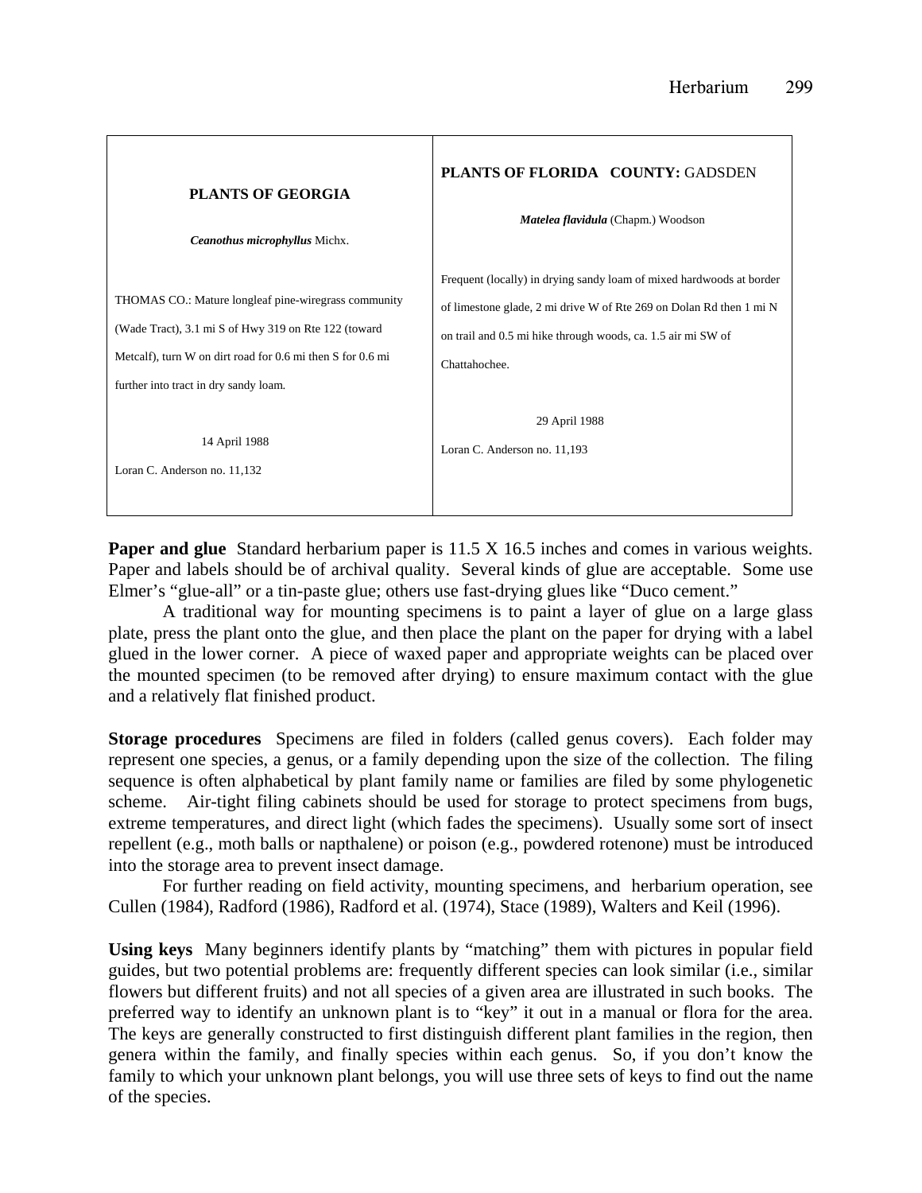| **PLANTS OF GEORGIA**<br><br>***Ceanothus microphyllus*** Michx.<br><br>THOMAS CO.: Mature longleaf pine-wiregrass community (Wade Tract), 3.1 mi S of Hwy 319 on Rte 122 (toward Metcalf), turn W on dirt road for 0.6 mi then S for 0.6 mi further into tract in dry sandy loam.<br><br>14 April 1988<br><br>Loran C. Anderson no. 11,132 | **PLANTS OF FLORIDA COUNTY:** GADSDEN<br><br>***Matelea flavidula*** (Chapm.) Woodson<br><br>Frequent (locally) in drying sandy loam of mixed hardwoods at border of limestone glade, 2 mi drive W of Rte 269 on Dolan Rd then 1 mi N on trail and 0.5 mi hike through woods, ca. 1.5 air mi SW of Chattahochee.<br><br>29 April 1988<br><br>Loran C. Anderson no. 11,193 |
|---|---|

**Paper and glue** Standard herbarium paper is 11.5 X 16.5 inches and comes in various weights. Paper and labels should be of archival quality. Several kinds of glue are acceptable. Some use Elmer's "glue-all" or a tin-paste glue; others use fast-drying glues like "Duco cement."

A traditional way for mounting specimens is to paint a layer of glue on a large glass plate, press the plant onto the glue, and then place the plant on the paper for drying with a label glued in the lower corner. A piece of waxed paper and appropriate weights can be placed over the mounted specimen (to be removed after drying) to ensure maximum contact with the glue and a relatively flat finished product.

**Storage procedures** Specimens are filed in folders (called genus covers). Each folder may represent one species, a genus, or a family depending upon the size of the collection. The filing sequence is often alphabetical by plant family name or families are filed by some phylogenetic scheme. Air-tight filing cabinets should be used for storage to protect specimens from bugs, extreme temperatures, and direct light (which fades the specimens). Usually some sort of insect repellent (e.g., moth balls or napthalene) or poison (e.g., powdered rotenone) must be introduced into the storage area to prevent insect damage.

For further reading on field activity, mounting specimens, and herbarium operation, see Cullen (1984), Radford (1986), Radford et al. (1974), Stace (1989), Walters and Keil (1996).

**Using keys** Many beginners identify plants by "matching" them with pictures in popular field guides, but two potential problems are: frequently different species can look similar (i.e., similar flowers but different fruits) and not all species of a given area are illustrated in such books. The preferred way to identify an unknown plant is to "key" it out in a manual or flora for the area. The keys are generally constructed to first distinguish different plant families in the region, then genera within the family, and finally species within each genus. So, if you don't know the family to which your unknown plant belongs, you will use three sets of keys to find out the name of the species.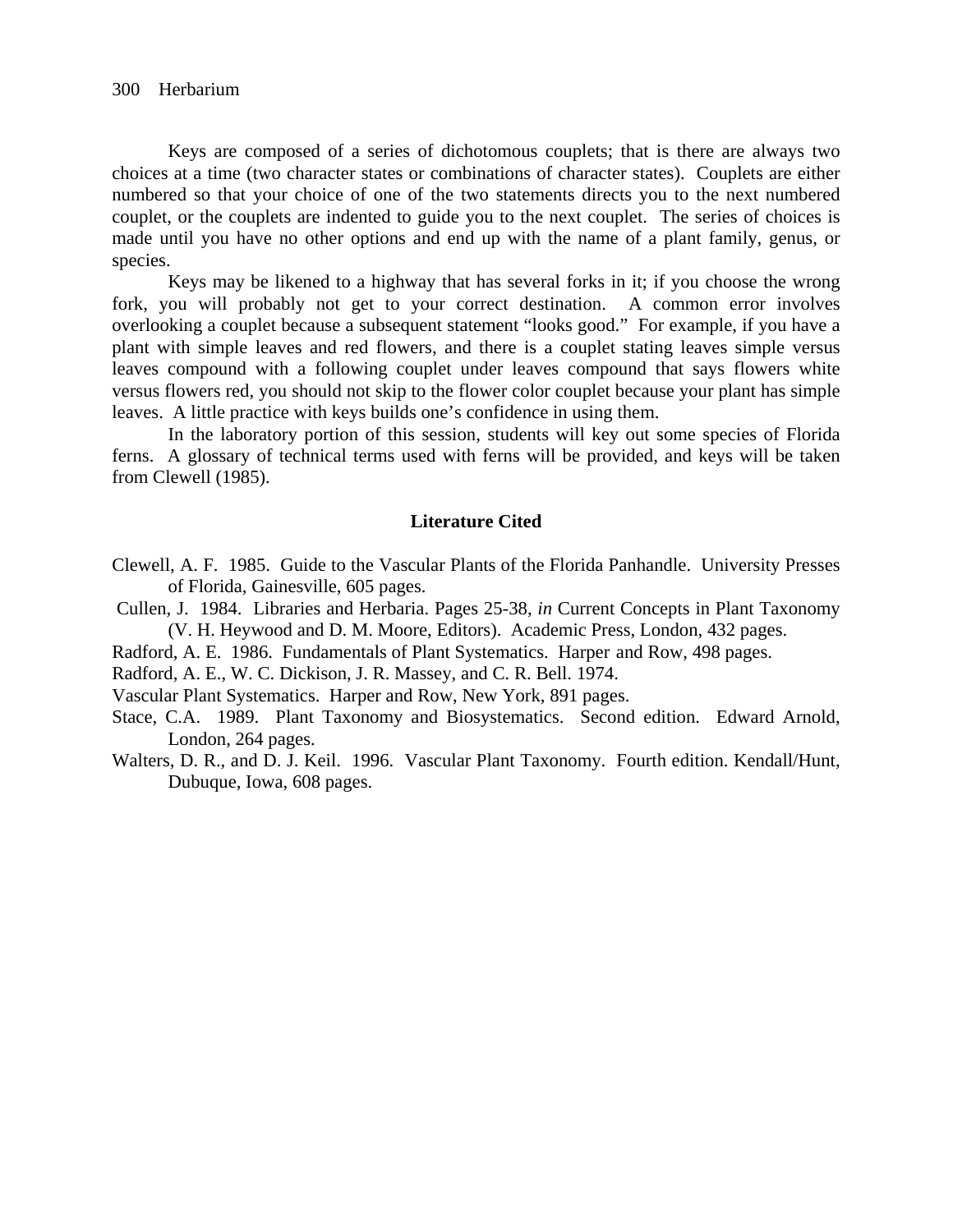Keys are composed of a series of dichotomous couplets; that is there are always two choices at a time (two character states or combinations of character states). Couplets are either numbered so that your choice of one of the two statements directs you to the next numbered couplet, or the couplets are indented to guide you to the next couplet. The series of choices is made until you have no other options and end up with the name of a plant family, genus, or species.

Keys may be likened to a highway that has several forks in it; if you choose the wrong fork, you will probably not get to your correct destination. A common error involves overlooking a couplet because a subsequent statement "looks good." For example, if you have a plant with simple leaves and red flowers, and there is a couplet stating leaves simple versus leaves compound with a following couplet under leaves compound that says flowers white versus flowers red, you should not skip to the flower color couplet because your plant has simple leaves. A little practice with keys builds one's confidence in using them.

In the laboratory portion of this session, students will key out some species of Florida ferns. A glossary of technical terms used with ferns will be provided, and keys will be taken from Clewell (1985).

## Literature Cited

Clewell, A. F. 1985. Guide to the Vascular Plants of the Florida Panhandle. University Presses of Florida, Gainesville, 605 pages.

Cullen, J. 1984. Libraries and Herbaria. Pages 25-38, *in* Current Concepts in Plant Taxonomy (V. H. Heywood and D. M. Moore, Editors). Academic Press, London, 432 pages.

Radford, A. E. 1986. Fundamentals of Plant Systematics. Harper and Row, 498 pages.

Radford, A. E., W. C. Dickison, J. R. Massey, and C. R. Bell. 1974.

Vascular Plant Systematics. Harper and Row, New York, 891 pages.

Stace, C.A. 1989. Plant Taxonomy and Biosystematics. Second edition. Edward Arnold, London, 264 pages.

Walters, D. R., and D. J. Keil. 1996. Vascular Plant Taxonomy. Fourth edition. Kendall/Hunt, Dubuque, Iowa, 608 pages.